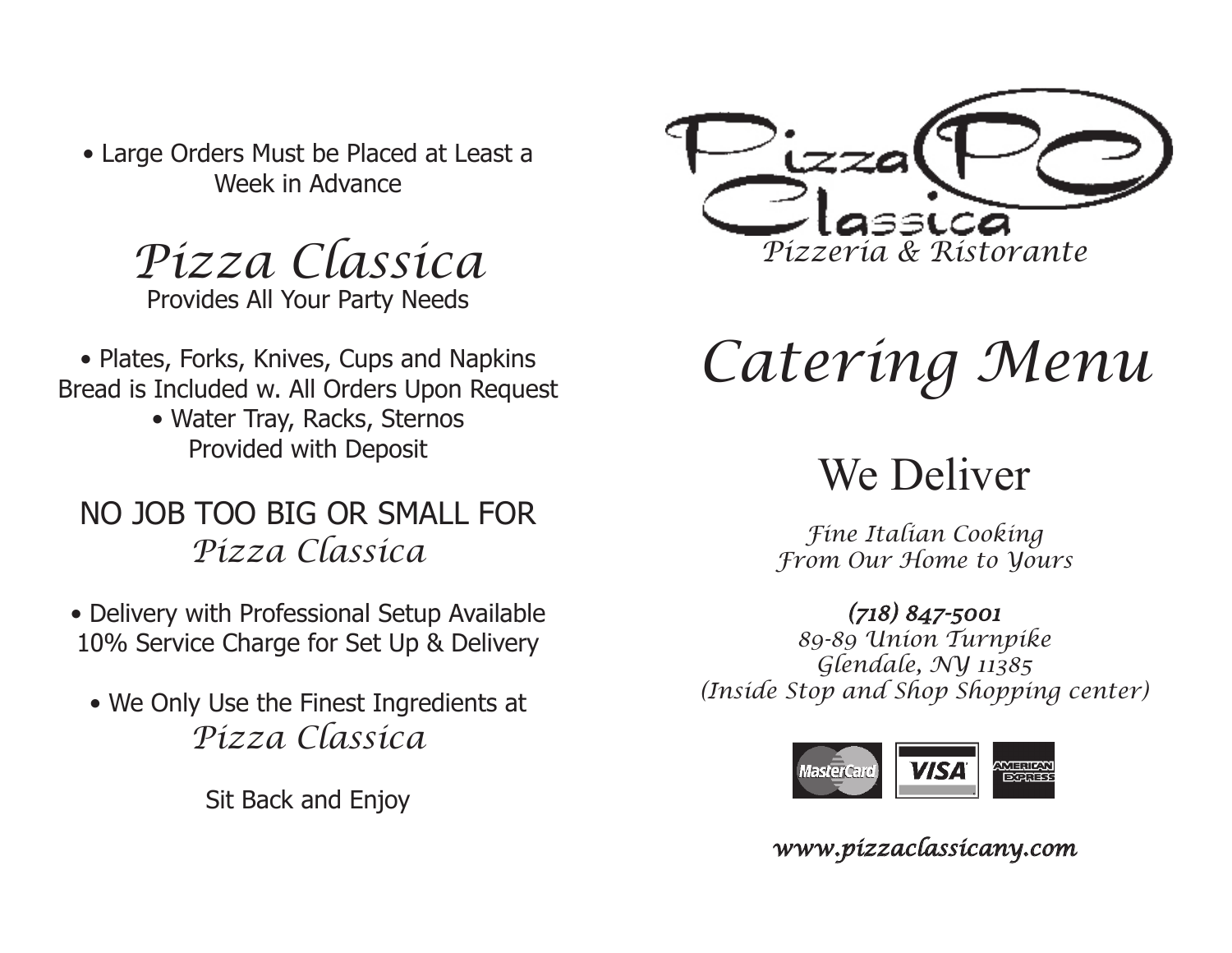• Large Orders Must be Placed at Least a Week in Advance

## *Pizza Classica*

Provides All Your Party Needs

• Plates, Forks, Knives, Cups and Napkins
Bread is Included w. All Orders Upon Request

• Water Tray, Racks, Sternos
Provided with Deposit

NO JOB TOO BIG OR SMALL FOR
*Pizza Classica*

• Delivery with Professional Setup Available
10% Service Charge for Set Up & Delivery

• We Only Use the Finest Ingredients at
*Pizza Classica*

Sit Back and Enjoy

# Pizza Classica

*Pizzeria & Ristorante*

# *Catering Menu*

## We Deliver

*Fine Italian Cooking*
*From Our Home to Yours*

***(718) 847-5001***
*89-89 Union Turnpike*
*Glendale, NY 11385*
*(Inside Stop and Shop Shopping center)*

MasterCard VISA AMERICAN EXPRESS

*www.pizzaclassicany.com*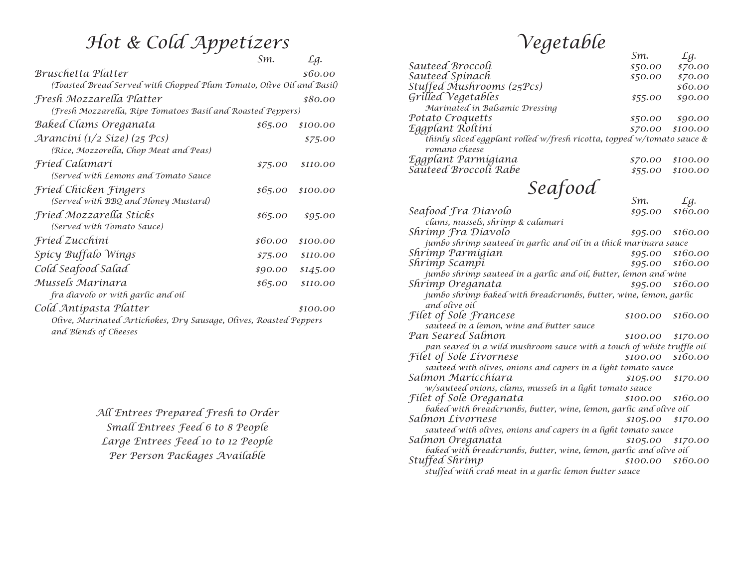# Hot & Cold Appetizers

| | Sm. | Lg. |
|---|---|---|
| Bruschetta Platter<br>(Toasted Bread Served with Chopped Plum Tomato, Olive Oil and Basil) | | $60.00 |
| Fresh Mozzarella Platter<br>(Fresh Mozzarella, Ripe Tomatoes Basil and Roasted Peppers) | | $80.00 |
| Baked Clams Oreganata | $65.00 | $100.00 |
| Arancini (1/2 Size) (25 Pcs)<br>(Rice, Mozzorella, Chop Meat and Peas) | | $75.00 |
| Fried Calamari<br>(Served with Lemons and Tomato Sauce | $75.00 | $110.00 |
| Fried Chicken Fingers<br>(Served with BBQ and Honey Mustard) | $65.00 | $100.00 |
| Fried Mozzarella Sticks<br>(Served with Tomato Sauce) | $65.00 | $95.00 |
| Fried Zucchini | $60.00 | $100.00 |
| Spicy Buffalo Wings | $75.00 | $110.00 |
| Cold Seafood Salad | $90.00 | $145.00 |
| Mussels Marinara<br>fra diavolo or with garlic and oil | $65.00 | $110.00 |
| Cold Antipasta Platter<br>Olive, Marinated Artichokes, Dry Sausage, Olives, Roasted Peppers and Blends of Cheeses | | $100.00 |

*All Entrees Prepared Fresh to Order*
*Small Entrees Feed 6 to 8 People*
*Large Entrees Feed 10 to 12 People*
*Per Person Packages Available*

# Vegetable

| | Sm. | Lg. |
|---|---|---|
| Sauteed Broccoli | $50.00 | $70.00 |
| Sauteed Spinach | $50.00 | $70.00 |
| Stuffed Mushrooms (25Pcs) | | $60.00 |
| Grilled Vegetables<br>Marinated in Balsamic Dressing | $55.00 | $90.00 |
| Potato Croquetts | $50.00 | $90.00 |
| Eggplant Roltini<br>thinly sliced eggplant rolled w/fresh ricotta, topped w/tomato sauce & romano cheese | $70.00 | $100.00 |
| Eggplant Parmigiana | $70.00 | $100.00 |
| Sauteed Broccoli Rabe | $55.00 | $100.00 |

# Seafood

| | Sm. | Lg. |
|---|---|---|
| Seafood Fra Diavolo<br>clams, mussels, shrimp & calamari | $95.00 | $160.00 |
| Shrimp Fra Diavolo<br>jumbo shrimp sauteed in garlic and oil in a thick marinara sauce | $95.00 | $160.00 |
| Shrimp Parmigian | $95.00 | $160.00 |
| Shrimp Scampi<br>jumbo shrimp sauteed in a garlic and oil, butter, lemon and wine | $95.00 | $160.00 |
| Shrimp Oreganata<br>jumbo shrimp baked with breadcrumbs, butter, wine, lemon, garlic and olive oil | $95.00 | $160.00 |
| Filet of Sole Francese<br>sauteed in a lemon, wine and butter sauce | $100.00 | $160.00 |
| Pan Seared Salmon<br>pan seared in a wild mushroom sauce with a touch of white truffle oil | $100.00 | $170.00 |
| Filet of Sole Livornese<br>sauteed with olives, onions and capers in a light tomato sauce | $100.00 | $160.00 |
| Salmon Maricchiara<br>w/sauteed onions, clams, mussels in a light tomato sauce | $105.00 | $170.00 |
| Filet of Sole Oreganata<br>baked with breadcrumbs, butter, wine, lemon, garlic and olive oil | $100.00 | $160.00 |
| Salmon Livornese<br>sauteed with olives, onions and capers in a light tomato sauce | $105.00 | $170.00 |
| Salmon Oreganata<br>baked with breadcrumbs, butter, wine, lemon, garlic and olive oil | $105.00 | $170.00 |
| Stuffed Shrimp<br>stuffed with crab meat in a garlic lemon butter sauce | $100.00 | $160.00 |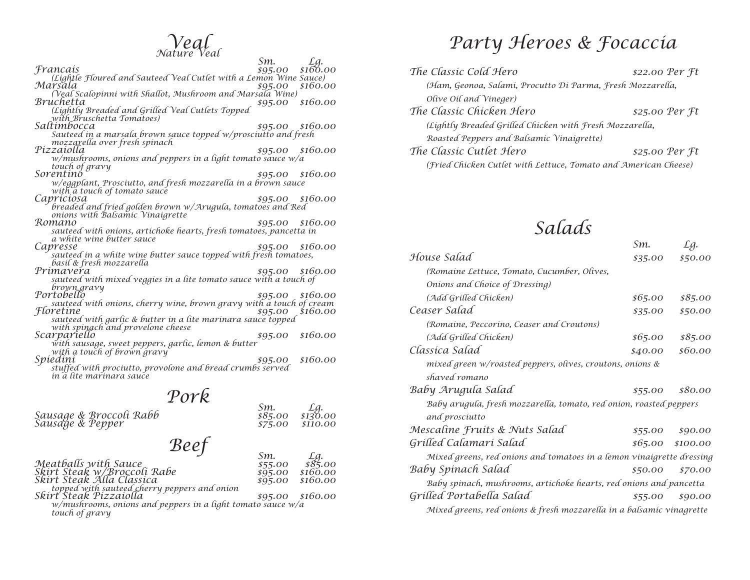# Veal

## Nature Veal

| | Sm. | Lg. |
|---|---|---|
| Francais<br>(Lightle Floured and Sauteed Veal Cutlet with a Lemon Wine Sauce) | $95.00 | $160.00 |
| Marsala<br>(Veal Scalopinni with Shallot, Mushroom and Marsala Wine) | $95.00 | $160.00 |
| Bruchetta<br>(Lightly Breaded and Grilled Veal Cutlets Topped with Bruschetta Tomatoes) | $95.00 | $160.00 |
| Saltimbocca<br>Sauteed in a marsala brown sauce topped w/prosciutto and fresh mozzarella over fresh spinach | $95.00 | $160.00 |
| Pizzaiolla<br>w/mushrooms, onions and peppers in a light tomato sauce w/a touch of gravy | $95.00 | $160.00 |
| Sorentino<br>w/eggplant, Prosciutto, and fresh mozzarella in a brown sauce with a touch of tomato sauce | $95.00 | $160.00 |
| Capriciosa<br>breaded and fried golden brown w/Arugula, tomatoes and Red onions with Balsamic Vinaigrette | $95.00 | $160.00 |
| Romano<br>sauteed with onions, artichoke hearts, fresh tomatoes, pancetta in a white wine butter sauce | $95.00 | $160.00 |
| Capresse<br>sauteed in a white wine butter sauce topped with fresh tomatoes, basil & fresh mozzarella | $95.00 | $160.00 |
| Primavera<br>sauteed with mixed veggies in a lite tomato sauce with a touch of brown gravy | $95.00 | $160.00 |
| Portobello<br>sauteed with onions, cherry wine, brown gravy with a touch of cream | $95.00 | $160.00 |
| Floretine<br>sauteed with garlic & butter in a lite marinara sauce topped with spinach and provelone cheese | $95.00 | $160.00 |
| Scarpariello<br>with sausage, sweet peppers, garlic, lemon & butter with a touch of brown gravy | $95.00 | $160.00 |
| Spiedini<br>stuffed with prociutto, provolone and bread crumbs served in a lite marinara sauce | $95.00 | $160.00 |

# Pork

| | Sm. | Lg. |
|---|---|---|
| Sausage & Broccoli Rabb | $85.00 | $130.00 |
| Sausage & Pepper | $75.00 | $110.00 |

# Beef

| | Sm. | Lg. |
|---|---|---|
| Meatballs with Sauce | $55.00 | $85.00 |
| Skirt Steak w/Broccoli Rabe | $95.00 | $160.00 |
| Skirt Steak Alla Classica<br>topped with sauteed cherry peppers and onion | $95.00 | $160.00 |
| Skirt Steak Pizzaiolla<br>w/mushrooms, onions and peppers in a light tomato sauce w/a touch of gravy | $95.00 | $160.00 |

# Party Heroes & Focaccia

**The Classic Cold Hero** — $22.00 Per Ft
(Ham, Geonoa, Salami, Procutto Di Parma, Fresh Mozzarella, Olive Oil and Vineger)

**The Classic Chicken Hero** — $25.00 Per Ft
(Lightly Breaded Grilled Chicken with Fresh Mozzarella, Roasted Peppers and Balsamic Vinaigrette)

**The Classic Cutlet Hero** — $25.00 Per Ft
(Fried Chicken Cutlet with Lettuce, Tomato and American Cheese)

# Salads

| | Sm. | Lg. |
|---|---|---|
| House Salad<br>(Romaine Lettuce, Tomato, Cucumber, Olives, Onions and Choice of Dressing) | $35.00 | $50.00 |
| (Add Grilled Chicken) | $65.00 | $85.00 |
| Ceaser Salad<br>(Romaine, Peccorino, Ceaser and Croutons) | $35.00 | $50.00 |
| (Add Grilled Chicken) | $65.00 | $85.00 |
| Classica Salad<br>mixed green w/roasted peppers, olives, croutons, onions & shaved romano | $40.00 | $60.00 |
| Baby Arugula Salad<br>Baby arugula, fresh mozzarella, tomato, red onion, roasted peppers and prosciutto | $55.00 | $80.00 |
| Mescaline Fruits & Nuts Salad | $55.00 | $90.00 |
| Grilled Calamari Salad<br>Mixed greens, red onions and tomatoes in a lemon vinaigrette dressing | $65.00 | $100.00 |
| Baby Spinach Salad<br>Baby spinach, mushrooms, artichoke hearts, red onions and pancetta | $50.00 | $70.00 |
| Grilled Portabella Salad<br>Mixed greens, red onions & fresh mozzarella in a balsamic vinagrette | $55.00 | $90.00 |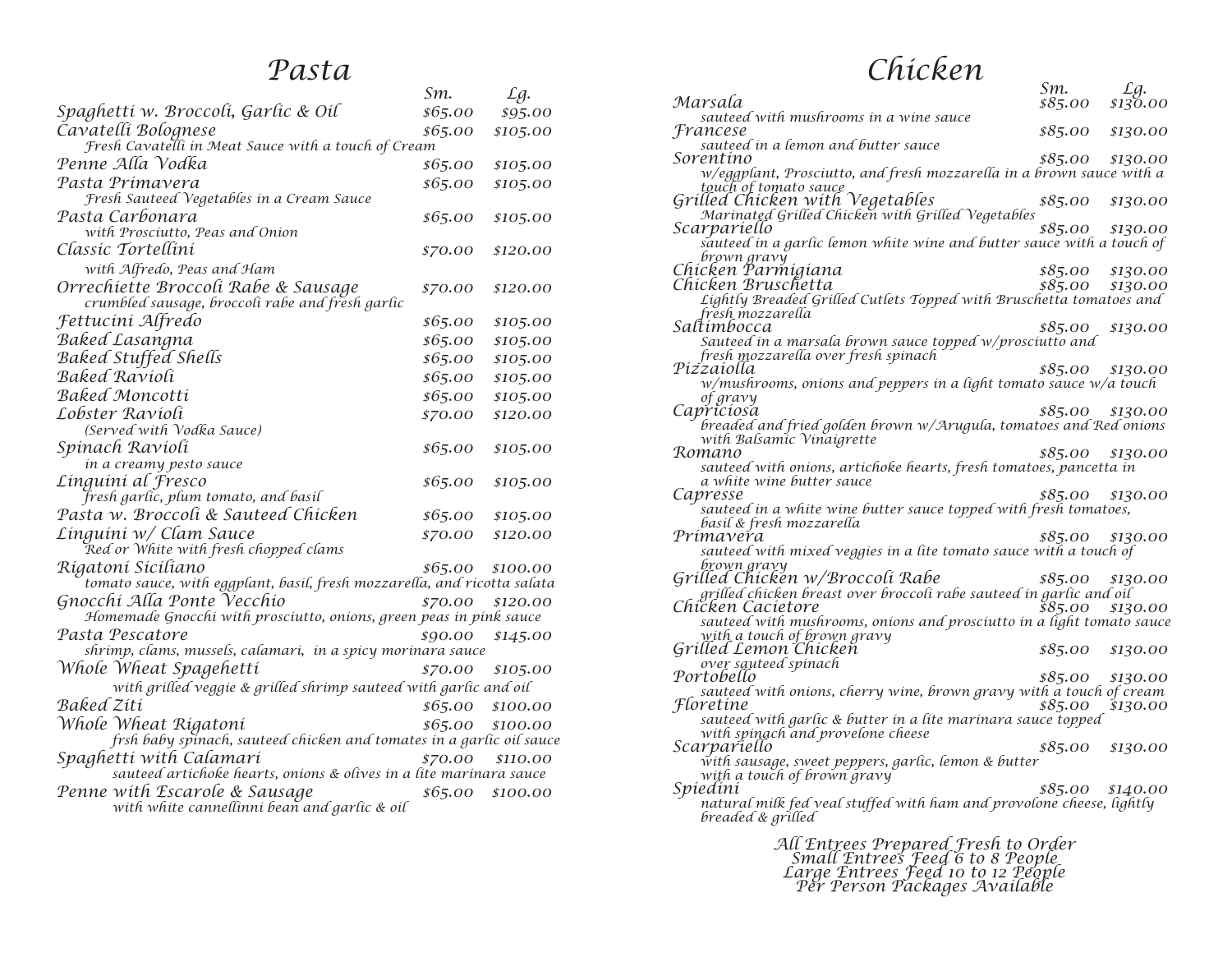# Pasta

| | Sm. | Lg. |
|---|---|---|
| Spaghetti w. Broccoli, Garlic & Oil | $65.00 | $95.00 |
| Cavatelli Bolognese<br>Fresh Cavatelli in Meat Sauce with a touch of Cream | $65.00 | $105.00 |
| Penne Alla Vodka | $65.00 | $105.00 |
| Pasta Primavera<br>Fresh Sauteed Vegetables in a Cream Sauce | $65.00 | $105.00 |
| Pasta Carbonara<br>with Prosciutto, Peas and Onion | $65.00 | $105.00 |
| Classic Tortellini<br>with Alfredo, Peas and Ham | $70.00 | $120.00 |
| Orrechiette Broccoli Rabe & Sausage<br>crumbled sausage, broccoli rabe and fresh garlic | $70.00 | $120.00 |
| Fettucini Alfredo | $65.00 | $105.00 |
| Baked Lasangna | $65.00 | $105.00 |
| Baked Stuffed Shells | $65.00 | $105.00 |
| Baked Ravioli | $65.00 | $105.00 |
| Baked Moncotti | $65.00 | $105.00 |
| Lobster Ravioli<br>(Served with Vodka Sauce) | $70.00 | $120.00 |
| Spinach Ravioli<br>in a creamy pesto sauce | $65.00 | $105.00 |
| Linguini al Fresco<br>fresh garlic, plum tomato, and basil | $65.00 | $105.00 |
| Pasta w. Broccoli & Sauteed Chicken | $65.00 | $105.00 |
| Linguini w/ Clam Sauce<br>Red or White with fresh chopped clams | $70.00 | $120.00 |
| Rigatoni Siciliano<br>tomato sauce, with eggplant, basil, fresh mozzarella, and ricotta salata | $65.00 | $100.00 |
| Gnocchi Alla Ponte Vecchio<br>Homemade Gnocchi with prosciutto, onions, green peas in pink sauce | $70.00 | $120.00 |
| Pasta Pescatore<br>shrimp, clams, mussels, calamari, in a spicy morinara sauce | $90.00 | $145.00 |
| Whole Wheat Spagehetti<br>with grilled veggie & grilled shrimp sauteed with garlic and oil | $70.00 | $105.00 |
| Baked Ziti | $65.00 | $100.00 |
| Whole Wheat Rigatoni<br>frsh baby spinach, sauteed chicken and tomates in a garlic oil sauce | $65.00 | $100.00 |
| Spaghetti with Calamari<br>sauteed artichoke hearts, onions & olives in a lite marinara sauce | $70.00 | $110.00 |
| Penne with Escarole & Sausage<br>with white cannellinni bean and garlic & oil | $65.00 | $100.00 |

# Chicken

| | Sm. | Lg. |
|---|---|---|
| Marsala<br>sauteed with mushrooms in a wine sauce | $85.00 | $130.00 |
| Francese<br>sauteed in a lemon and butter sauce | $85.00 | $130.00 |
| Sorentino<br>w/eggplant, Prosciutto, and fresh mozzarella in a brown sauce with a touch of tomato sauce | $85.00 | $130.00 |
| Grilled Chicken with Vegetables<br>Marinated Grilled Chicken with Grilled Vegetables | $85.00 | $130.00 |
| Scarpariello<br>sauteed in a garlic lemon white wine and butter sauce with a touch of brown gravy | $85.00 | $130.00 |
| Chicken Parmigiana | $85.00 | $130.00 |
| Chicken Bruschetta<br>Lightly Breaded Grilled Cutlets Topped with Bruschetta tomatoes and fresh mozzarella | $85.00 | $130.00 |
| Saltimbocca<br>Sauteed in a marsala brown sauce topped w/prosciutto and fresh mozzarella over fresh spinach | $85.00 | $130.00 |
| Pizzaiolla<br>w/mushrooms, onions and peppers in a light tomato sauce w/a touch of gravy | $85.00 | $130.00 |
| Capriciosa<br>breaded and fried golden brown w/Arugula, tomatoes and Red onions with Balsamic Vinaigrette | $85.00 | $130.00 |
| Romano<br>sauteed with onions, artichoke hearts, fresh tomatoes, pancetta in a white wine butter sauce | $85.00 | $130.00 |
| Capresse<br>sauteed in a white wine butter sauce topped with fresh tomatoes, basil & fresh mozzarella | $85.00 | $130.00 |
| Primavera<br>sauteed with mixed veggies in a lite tomato sauce with a touch of brown gravy | $85.00 | $130.00 |
| Grilled Chicken w/Broccoli Rabe<br>grilled chicken breast over broccoli rabe sauteed in garlic and oil | $85.00 | $130.00 |
| Chicken Cacietore<br>sauteed with mushrooms, onions and prosciutto in a light tomato sauce with a touch of brown gravy | $85.00 | $130.00 |
| Grilled Lemon Chicken<br>over sauteed spinach | $85.00 | $130.00 |
| Portobello<br>sauteed with onions, cherry wine, brown gravy with a touch of cream | $85.00 | $130.00 |
| Floretine<br>sauteed with garlic & butter in a lite marinara sauce topped with spinach and provelone cheese | $85.00 | $130.00 |
| Scarpariello<br>with sausage, sweet peppers, garlic, lemon & butter with a touch of brown gravy | $85.00 | $130.00 |
| Spiedini<br>natural milk fed veal stuffed with ham and provolone cheese, lightly breaded & grilled | $85.00 | $140.00 |

*All Entrees Prepared Fresh to Order*
*Small Entrees Feed 6 to 8 People*
*Large Entrees Feed 10 to 12 People*
*Per Person Packages Available*